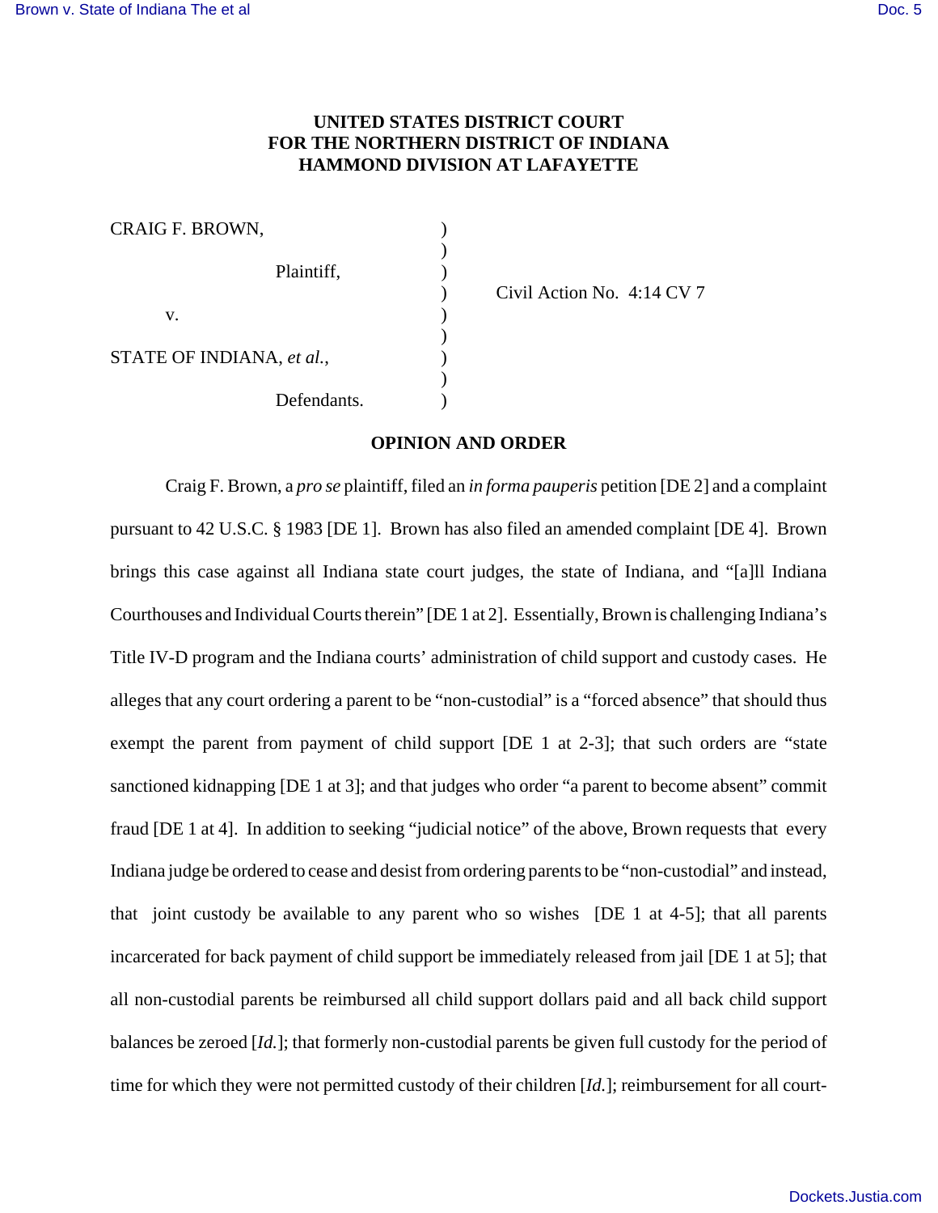**UNITED STATES DISTRICT COURT**
**FOR THE NORTHERN DISTRICT OF INDIANA**
**HAMMOND DIVISION AT LAFAYETTE**

| | | |
|---|---|---|
| CRAIG F. BROWN, | ) | |
| | ) | |
| Plaintiff, | ) | |
| | ) | Civil Action No. 4:14 CV 7 |
| v. | ) | |
| | ) | |
| STATE OF INDIANA, *et al.*, | ) | |
| | ) | |
| Defendants. | ) | |

**OPINION AND ORDER**

Craig F. Brown, a *pro se* plaintiff, filed an *in forma pauperis* petition [DE 2] and a complaint pursuant to 42 U.S.C. § 1983 [DE 1]. Brown has also filed an amended complaint [DE 4]. Brown brings this case against all Indiana state court judges, the state of Indiana, and "[a]ll Indiana Courthouses and Individual Courts therein" [DE 1 at 2]. Essentially, Brown is challenging Indiana's Title IV-D program and the Indiana courts' administration of child support and custody cases. He alleges that any court ordering a parent to be "non-custodial" is a "forced absence" that should thus exempt the parent from payment of child support [DE 1 at 2-3]; that such orders are "state sanctioned kidnapping [DE 1 at 3]; and that judges who order "a parent to become absent" commit fraud [DE 1 at 4]. In addition to seeking "judicial notice" of the above, Brown requests that every Indiana judge be ordered to cease and desist from ordering parents to be "non-custodial" and instead, that joint custody be available to any parent who so wishes [DE 1 at 4-5]; that all parents incarcerated for back payment of child support be immediately released from jail [DE 1 at 5]; that all non-custodial parents be reimbursed all child support dollars paid and all back child support balances be zeroed [*Id.*]; that formerly non-custodial parents be given full custody for the period of time for which they were not permitted custody of their children [*Id.*]; reimbursement for all court-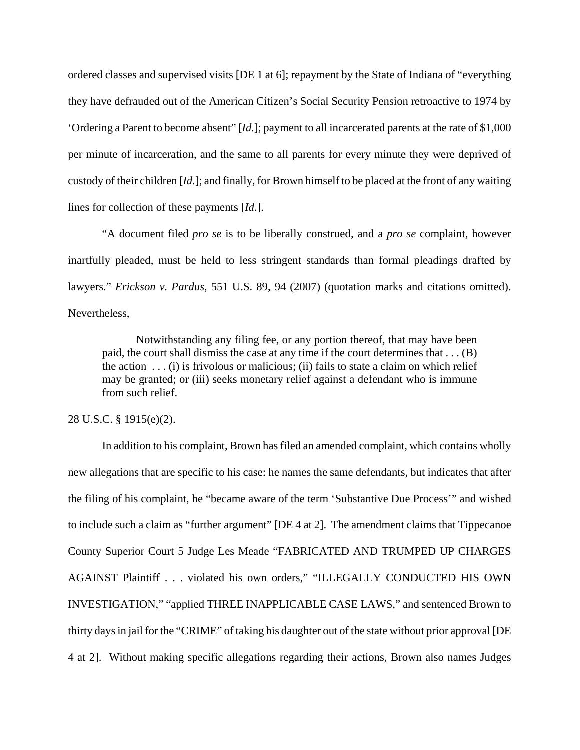ordered classes and supervised visits [DE 1 at 6]; repayment by the State of Indiana of "everything they have defrauded out of the American Citizen's Social Security Pension retroactive to 1974 by 'Ordering a Parent to become absent" [*Id.*]; payment to all incarcerated parents at the rate of $1,000 per minute of incarceration, and the same to all parents for every minute they were deprived of custody of their children [*Id.*]; and finally, for Brown himself to be placed at the front of any waiting lines for collection of these payments [*Id.*].

"A document filed *pro se* is to be liberally construed, and a *pro se* complaint, however inartfully pleaded, must be held to less stringent standards than formal pleadings drafted by lawyers." *Erickson v. Pardus*, 551 U.S. 89, 94 (2007) (quotation marks and citations omitted). Nevertheless,

> Notwithstanding any filing fee, or any portion thereof, that may have been paid, the court shall dismiss the case at any time if the court determines that . . . (B) the action . . . (i) is frivolous or malicious; (ii) fails to state a claim on which relief may be granted; or (iii) seeks monetary relief against a defendant who is immune from such relief.

28 U.S.C. § 1915(e)(2).

In addition to his complaint, Brown has filed an amended complaint, which contains wholly new allegations that are specific to his case: he names the same defendants, but indicates that after the filing of his complaint, he "became aware of the term 'Substantive Due Process'" and wished to include such a claim as "further argument" [DE 4 at 2]. The amendment claims that Tippecanoe County Superior Court 5 Judge Les Meade "FABRICATED AND TRUMPED UP CHARGES AGAINST Plaintiff . . . violated his own orders," "ILLEGALLY CONDUCTED HIS OWN INVESTIGATION," "applied THREE INAPPLICABLE CASE LAWS," and sentenced Brown to thirty days in jail for the "CRIME" of taking his daughter out of the state without prior approval [DE 4 at 2]. Without making specific allegations regarding their actions, Brown also names Judges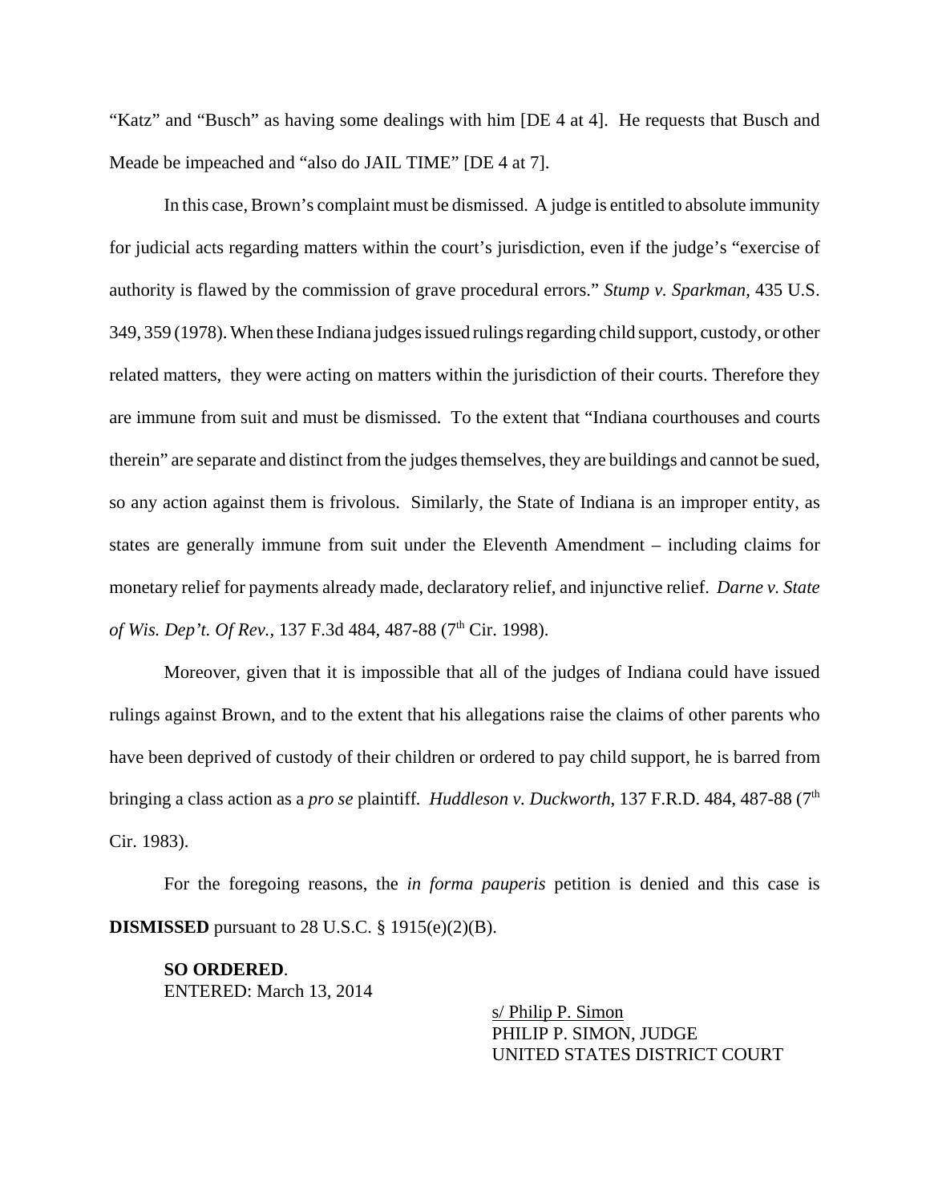"Katz" and "Busch" as having some dealings with him [DE 4 at 4]. He requests that Busch and Meade be impeached and "also do JAIL TIME" [DE 4 at 7].

In this case, Brown's complaint must be dismissed. A judge is entitled to absolute immunity for judicial acts regarding matters within the court's jurisdiction, even if the judge's "exercise of authority is flawed by the commission of grave procedural errors." *Stump v. Sparkman*, 435 U.S. 349, 359 (1978). When these Indiana judges issued rulings regarding child support, custody, or other related matters, they were acting on matters within the jurisdiction of their courts. Therefore they are immune from suit and must be dismissed. To the extent that "Indiana courthouses and courts therein" are separate and distinct from the judges themselves, they are buildings and cannot be sued, so any action against them is frivolous. Similarly, the State of Indiana is an improper entity, as states are generally immune from suit under the Eleventh Amendment – including claims for monetary relief for payments already made, declaratory relief, and injunctive relief. *Darne v. State of Wis. Dep't. Of Rev.,* 137 F.3d 484, 487-88 (7th Cir. 1998).

Moreover, given that it is impossible that all of the judges of Indiana could have issued rulings against Brown, and to the extent that his allegations raise the claims of other parents who have been deprived of custody of their children or ordered to pay child support, he is barred from bringing a class action as a *pro se* plaintiff. *Huddleson v. Duckworth*, 137 F.R.D. 484, 487-88 (7th Cir. 1983).

For the foregoing reasons, the *in forma pauperis* petition is denied and this case is **DISMISSED** pursuant to 28 U.S.C. § 1915(e)(2)(B).

**SO ORDERED**.
ENTERED: March 13, 2014

s/ Philip P. Simon
PHILIP P. SIMON, JUDGE
UNITED STATES DISTRICT COURT